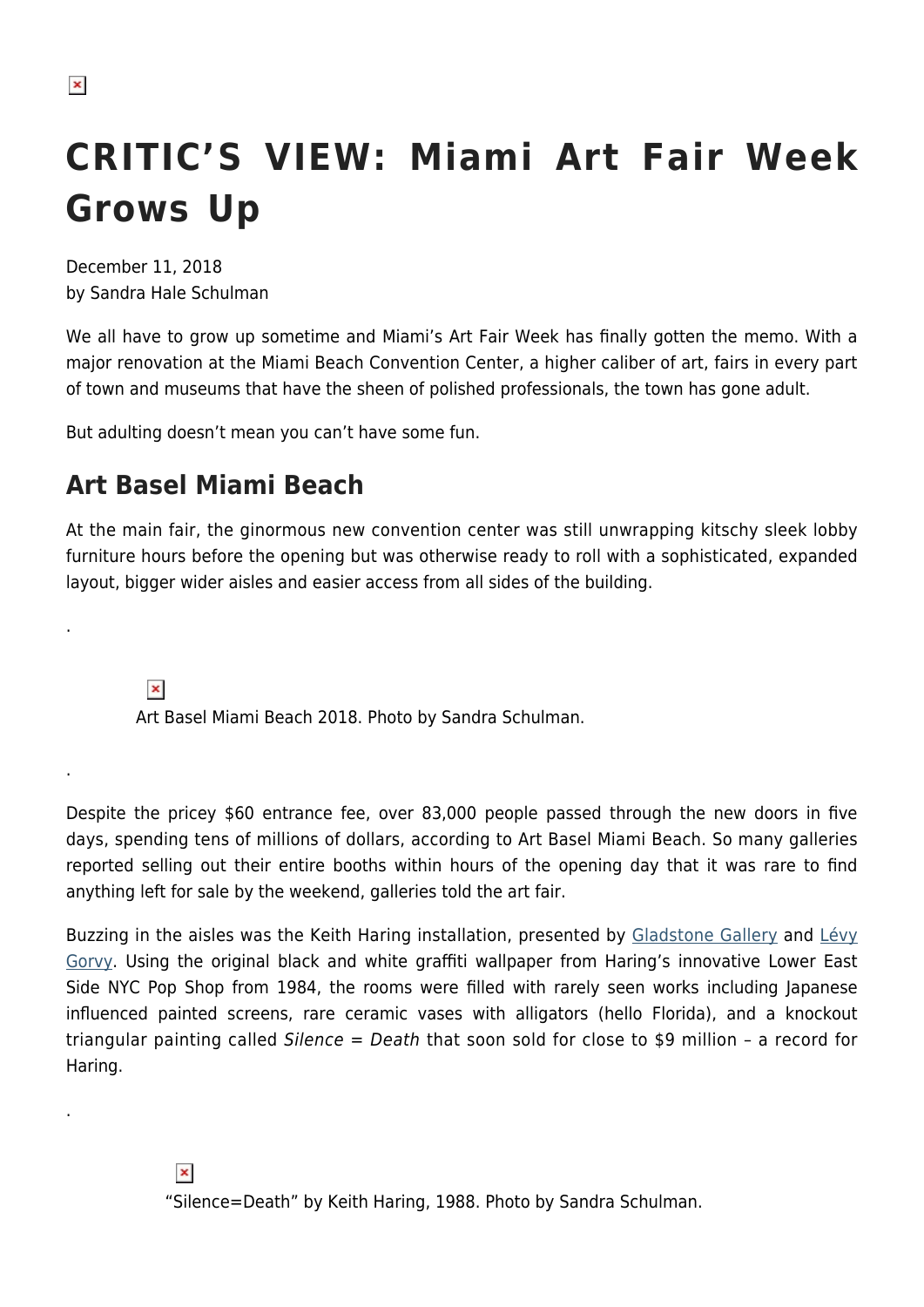# CRITIC'S VIEW: Miami Art Fair Week Grows Up

December 11, 2018
by Sandra Hale Schulman

We all have to grow up sometime and Miami's Art Fair Week has finally gotten the memo. With a major renovation at the Miami Beach Convention Center, a higher caliber of art, fairs in every part of town and museums that have the sheen of polished professionals, the town has gone adult.

But adulting doesn't mean you can't have some fun.

## Art Basel Miami Beach

At the main fair, the ginormous new convention center was still unwrapping kitschy sleek lobby furniture hours before the opening but was otherwise ready to roll with a sophisticated, expanded layout, bigger wider aisles and easier access from all sides of the building.

.

Art Basel Miami Beach 2018. Photo by Sandra Schulman.

.

Despite the pricey $60 entrance fee, over 83,000 people passed through the new doors in five days, spending tens of millions of dollars, according to Art Basel Miami Beach. So many galleries reported selling out their entire booths within hours of the opening day that it was rare to find anything left for sale by the weekend, galleries told the art fair.

Buzzing in the aisles was the Keith Haring installation, presented by Gladstone Gallery and Lévy Gorvy. Using the original black and white graffiti wallpaper from Haring's innovative Lower East Side NYC Pop Shop from 1984, the rooms were filled with rarely seen works including Japanese influenced painted screens, rare ceramic vases with alligators (hello Florida), and a knockout triangular painting called *Silence = Death* that soon sold for close to $9 million – a record for Haring.

.

"Silence=Death" by Keith Haring, 1988. Photo by Sandra Schulman.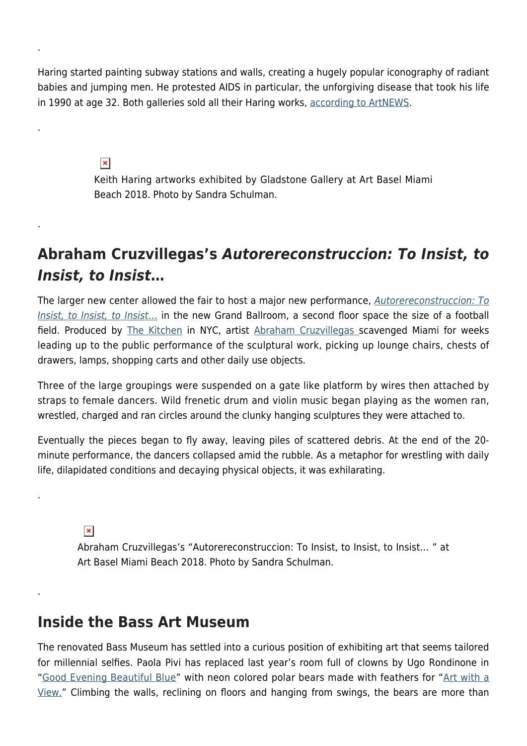.

Haring started painting subway stations and walls, creating a hugely popular iconography of radiant babies and jumping men. He protested AIDS in particular, the unforgiving disease that took his life in 1990 at age 32. Both galleries sold all their Haring works, according to ArtNEWS.

.

Keith Haring artworks exhibited by Gladstone Gallery at Art Basel Miami Beach 2018. Photo by Sandra Schulman.

.

## Abraham Cruzvillegas's *Autorereconstruccion: To Insist, to Insist, to Insist…*

The larger new center allowed the fair to host a major new performance, *Autorereconstruccion: To Insist, to Insist, to Insist…* in the new Grand Ballroom, a second floor space the size of a football field. Produced by The Kitchen in NYC, artist Abraham Cruzvillegas scavenged Miami for weeks leading up to the public performance of the sculptural work, picking up lounge chairs, chests of drawers, lamps, shopping carts and other daily use objects.

Three of the large groupings were suspended on a gate like platform by wires then attached by straps to female dancers. Wild frenetic drum and violin music began playing as the women ran, wrestled, charged and ran circles around the clunky hanging sculptures they were attached to.

Eventually the pieces began to fly away, leaving piles of scattered debris. At the end of the 20-minute performance, the dancers collapsed amid the rubble. As a metaphor for wrestling with daily life, dilapidated conditions and decaying physical objects, it was exhilarating.

.

Abraham Cruzvillegas's "Autorereconstruccion: To Insist, to Insist, to Insist… " at Art Basel Miami Beach 2018. Photo by Sandra Schulman.

.

## Inside the Bass Art Museum

The renovated Bass Museum has settled into a curious position of exhibiting art that seems tailored for millennial selfies. Paola Pivi has replaced last year's room full of clowns by Ugo Rondinone in "Good Evening Beautiful Blue" with neon colored polar bears made with feathers for "Art with a View." Climbing the walls, reclining on floors and hanging from swings, the bears are more than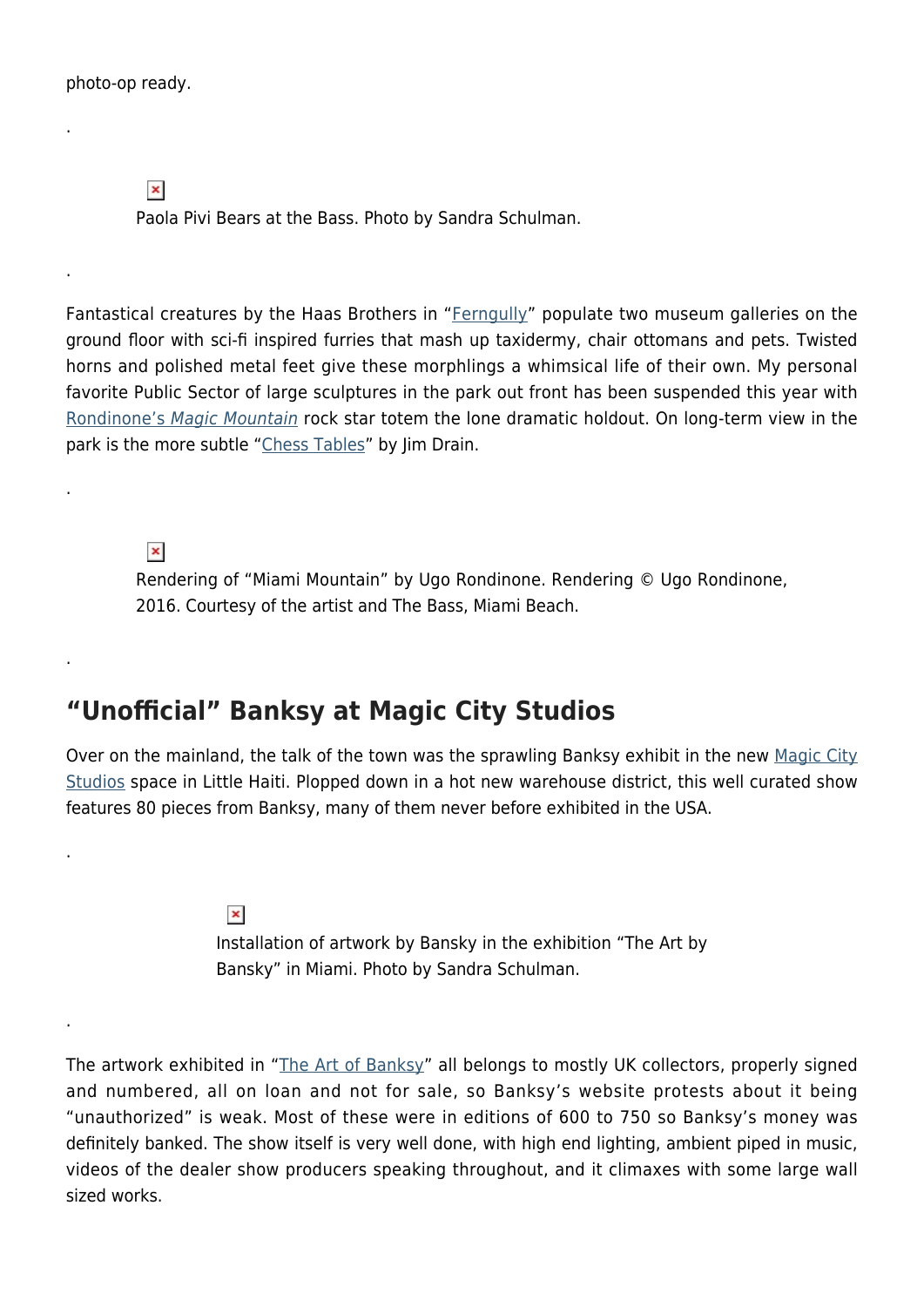photo-op ready.

.

Paola Pivi Bears at the Bass. Photo by Sandra Schulman.

.

Fantastical creatures by the Haas Brothers in "Ferngully" populate two museum galleries on the ground floor with sci-fi inspired furries that mash up taxidermy, chair ottomans and pets. Twisted horns and polished metal feet give these morphlings a whimsical life of their own. My personal favorite Public Sector of large sculptures in the park out front has been suspended this year with Rondinone's *Magic Mountain* rock star totem the lone dramatic holdout. On long-term view in the park is the more subtle "Chess Tables" by Jim Drain.

.

Rendering of "Miami Mountain" by Ugo Rondinone. Rendering © Ugo Rondinone, 2016. Courtesy of the artist and The Bass, Miami Beach.

.

## "Unofficial" Banksy at Magic City Studios

Over on the mainland, the talk of the town was the sprawling Banksy exhibit in the new Magic City Studios space in Little Haiti. Plopped down in a hot new warehouse district, this well curated show features 80 pieces from Banksy, many of them never before exhibited in the USA.

.

Installation of artwork by Bansky in the exhibition "The Art by Bansky" in Miami. Photo by Sandra Schulman.

.

The artwork exhibited in "The Art of Banksy" all belongs to mostly UK collectors, properly signed and numbered, all on loan and not for sale, so Banksy's website protests about it being "unauthorized" is weak. Most of these were in editions of 600 to 750 so Banksy's money was definitely banked. The show itself is very well done, with high end lighting, ambient piped in music, videos of the dealer show producers speaking throughout, and it climaxes with some large wall sized works.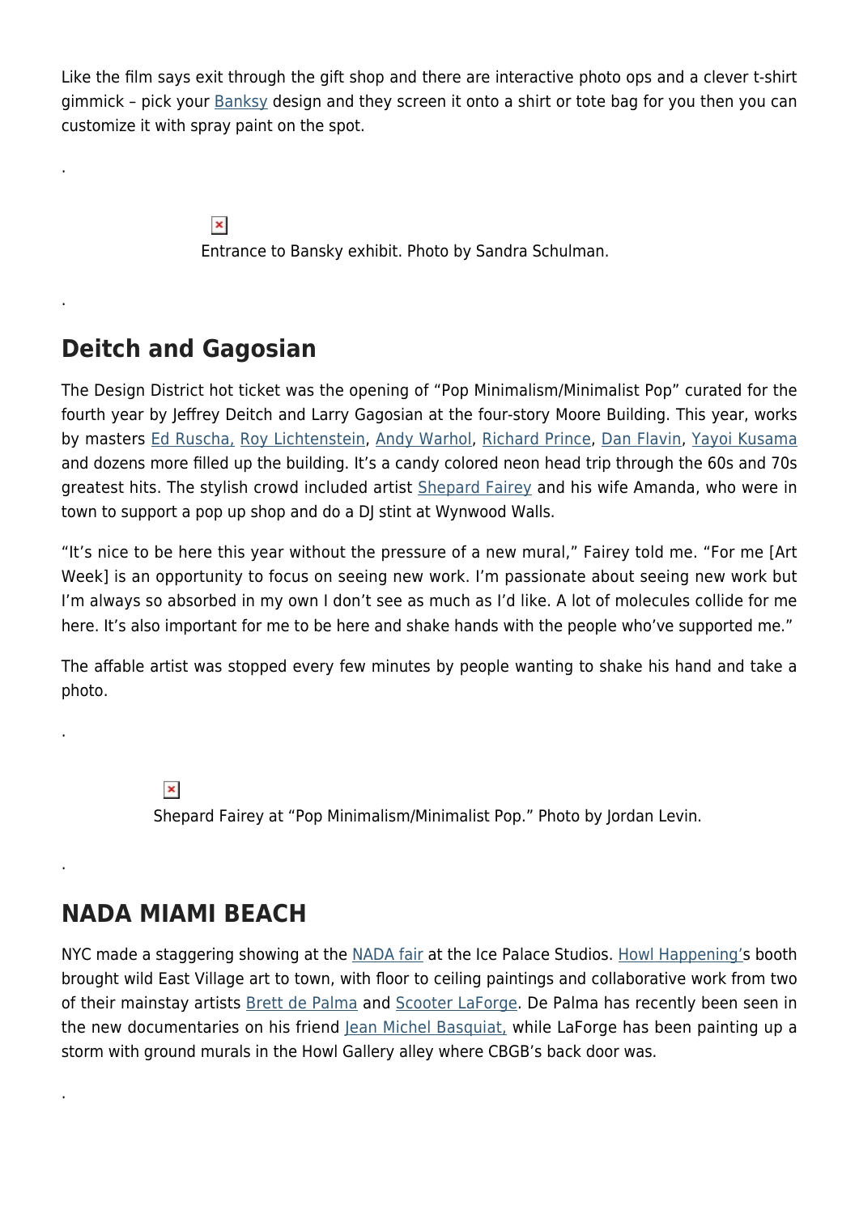Like the film says exit through the gift shop and there are interactive photo ops and a clever t-shirt gimmick – pick your Banksy design and they screen it onto a shirt or tote bag for you then you can customize it with spray paint on the spot.

.

Entrance to Bansky exhibit. Photo by Sandra Schulman.

.

## Deitch and Gagosian

The Design District hot ticket was the opening of "Pop Minimalism/Minimalist Pop" curated for the fourth year by Jeffrey Deitch and Larry Gagosian at the four-story Moore Building. This year, works by masters Ed Ruscha, Roy Lichtenstein, Andy Warhol, Richard Prince, Dan Flavin, Yayoi Kusama and dozens more filled up the building. It's a candy colored neon head trip through the 60s and 70s greatest hits. The stylish crowd included artist Shepard Fairey and his wife Amanda, who were in town to support a pop up shop and do a DJ stint at Wynwood Walls.

"It's nice to be here this year without the pressure of a new mural," Fairey told me. "For me [Art Week] is an opportunity to focus on seeing new work. I'm passionate about seeing new work but I'm always so absorbed in my own I don't see as much as I'd like. A lot of molecules collide for me here. It's also important for me to be here and shake hands with the people who've supported me."

The affable artist was stopped every few minutes by people wanting to shake his hand and take a photo.

.

Shepard Fairey at "Pop Minimalism/Minimalist Pop." Photo by Jordan Levin.

.

## NADA MIAMI BEACH

NYC made a staggering showing at the NADA fair at the Ice Palace Studios. Howl Happening's booth brought wild East Village art to town, with floor to ceiling paintings and collaborative work from two of their mainstay artists Brett de Palma and Scooter LaForge. De Palma has recently been seen in the new documentaries on his friend Jean Michel Basquiat, while LaForge has been painting up a storm with ground murals in the Howl Gallery alley where CBGB's back door was.

.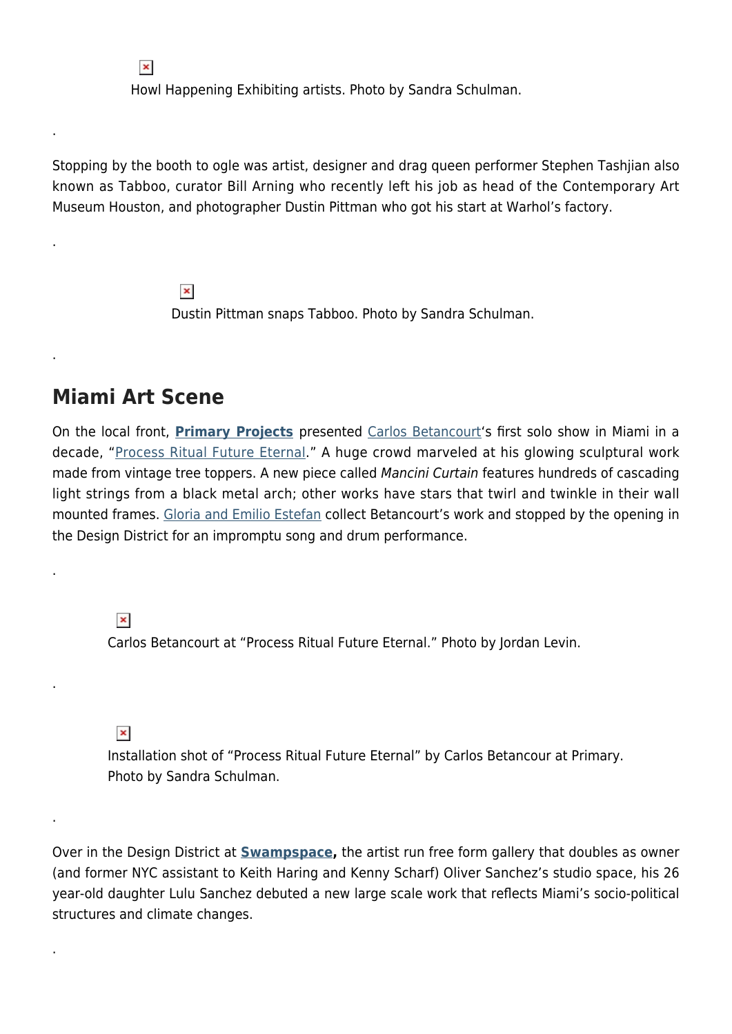Howl Happening Exhibiting artists. Photo by Sandra Schulman.

.

Stopping by the booth to ogle was artist, designer and drag queen performer Stephen Tashjian also known as Tabboo, curator Bill Arning who recently left his job as head of the Contemporary Art Museum Houston, and photographer Dustin Pittman who got his start at Warhol's factory.

.

Dustin Pittman snaps Tabboo. Photo by Sandra Schulman.

.

## Miami Art Scene

On the local front, **Primary Projects** presented Carlos Betancourt's first solo show in Miami in a decade, "Process Ritual Future Eternal." A huge crowd marveled at his glowing sculptural work made from vintage tree toppers. A new piece called *Mancini Curtain* features hundreds of cascading light strings from a black metal arch; other works have stars that twirl and twinkle in their wall mounted frames. Gloria and Emilio Estefan collect Betancourt's work and stopped by the opening in the Design District for an impromptu song and drum performance.

.

Carlos Betancourt at "Process Ritual Future Eternal." Photo by Jordan Levin.

.

Installation shot of "Process Ritual Future Eternal" by Carlos Betancour at Primary. Photo by Sandra Schulman.

.

Over in the Design District at **Swampspace,** the artist run free form gallery that doubles as owner (and former NYC assistant to Keith Haring and Kenny Scharf) Oliver Sanchez's studio space, his 26 year-old daughter Lulu Sanchez debuted a new large scale work that reflects Miami's socio-political structures and climate changes.

.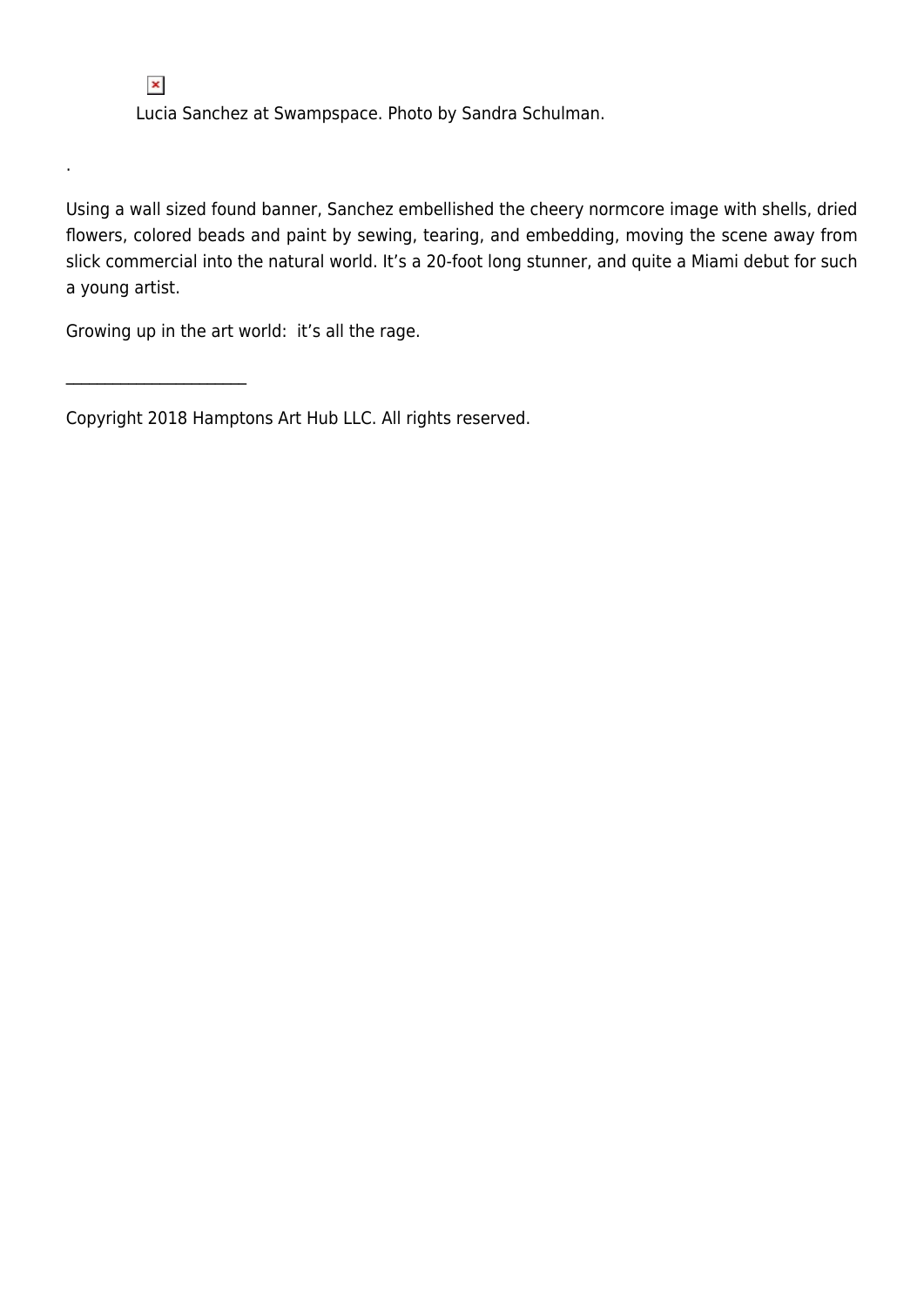Lucia Sanchez at Swampspace. Photo by Sandra Schulman.

.

Using a wall sized found banner, Sanchez embellished the cheery normcore image with shells, dried flowers, colored beads and paint by sewing, tearing, and embedding, moving the scene away from slick commercial into the natural world. It's a 20-foot long stunner, and quite a Miami debut for such a young artist.

Growing up in the art world:  it's all the rage.

\_\_\_\_\_\_\_\_\_\_\_\_\_\_\_\_\_\_\_\_\_\_

Copyright 2018 Hamptons Art Hub LLC. All rights reserved.